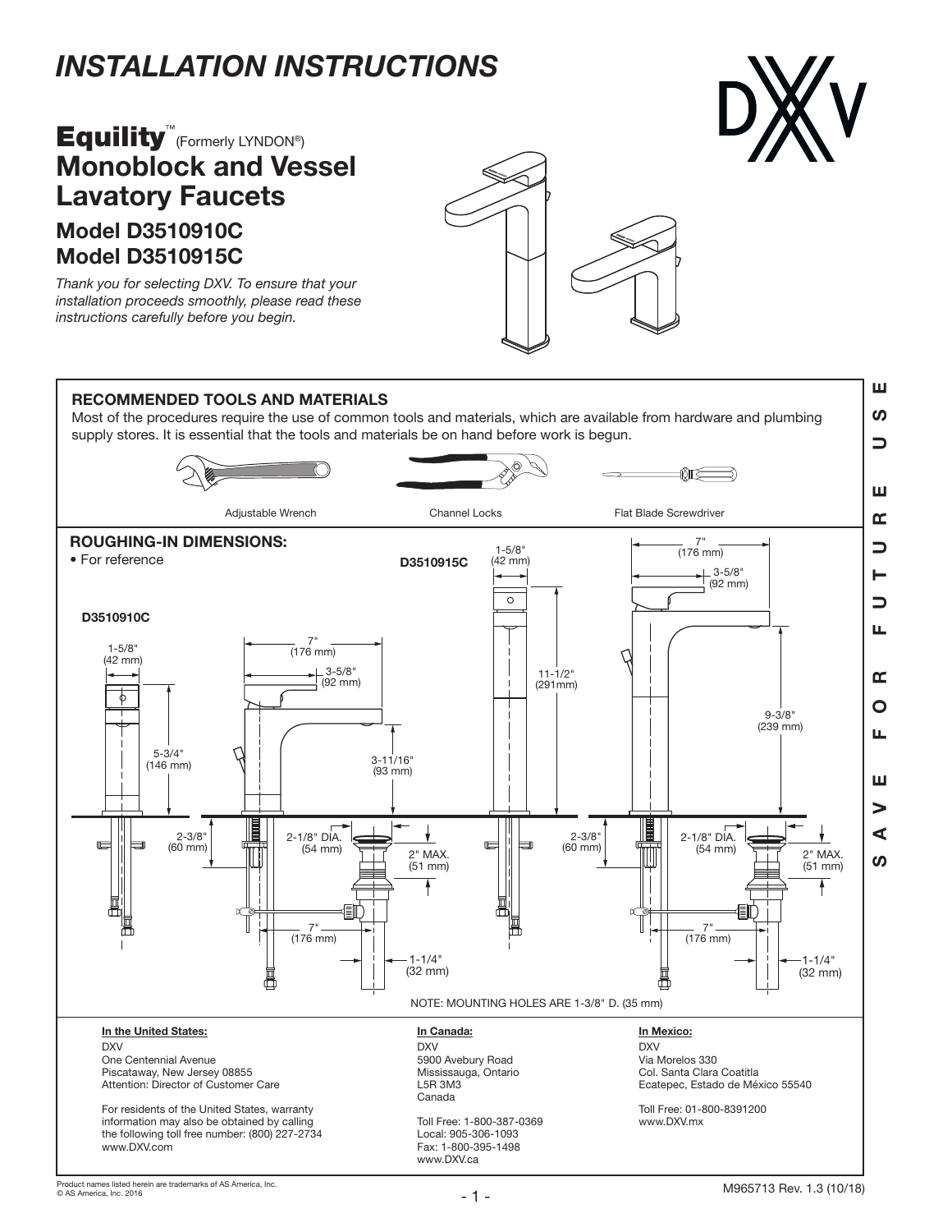# INSTALLATION INSTRUCTIONS

DXV

## Equility™ (Formerly LYNDON®) Monoblock and Vessel Lavatory Faucets

### Model D3510910C
### Model D3510915C

*Thank you for selecting DXV. To ensure that your installation proceeds smoothly, please read these instructions carefully before you begin.*

**SAVE FOR FUTURE USE**

## RECOMMENDED TOOLS AND MATERIALS

Most of the procedures require the use of common tools and materials, which are available from hardware and plumbing supply stores. It is essential that the tools and materials be on hand before work is begun.

Adjustable Wrench | Channel Locks | Flat Blade Screwdriver

## ROUGHING-IN DIMENSIONS:

- For reference

**D3510910C**

1-5/8" (42 mm)
7" (176 mm)
3-5/8" (92 mm)
5-3/4" (146 mm)
3-11/16" (93 mm)
2-3/8" (60 mm)
2-1/8" DIA. (54 mm)
2" MAX. (51 mm)
7" (176 mm)
1-1/4" (32 mm)

**D3510915C**

1-5/8" (42 mm)
7" (176 mm)
3-5/8" (92 mm)
11-1/2" (291mm)
9-3/8" (239 mm)
2-3/8" (60 mm)
2-1/8" DIA. (54 mm)
2" MAX. (51 mm)
7" (176 mm)
1-1/4" (32 mm)

NOTE: MOUNTING HOLES ARE 1-3/8" D. (35 mm)

**In the United States:**
DXV
One Centennial Avenue
Piscataway, New Jersey 08855
Attention: Director of Customer Care

For residents of the United States, warranty information may also be obtained by calling the following toll free number: (800) 227-2734
www.DXV.com

**In Canada:**
DXV
5900 Avebury Road
Mississauga, Ontario
L5R 3M3
Canada

Toll Free: 1-800-387-0369
Local: 905-306-1093
Fax: 1-800-395-1498
www.DXV.ca

**In Mexico:**
DXV
Via Morelos 330
Col. Santa Clara Coatitla
Ecatepec, Estado de México 55540

Toll Free: 01-800-8391200
www.DXV.mx

Product names listed herein are trademarks of AS America, Inc.
© AS America, Inc. 2016

M965713 Rev. 1.3 (10/18)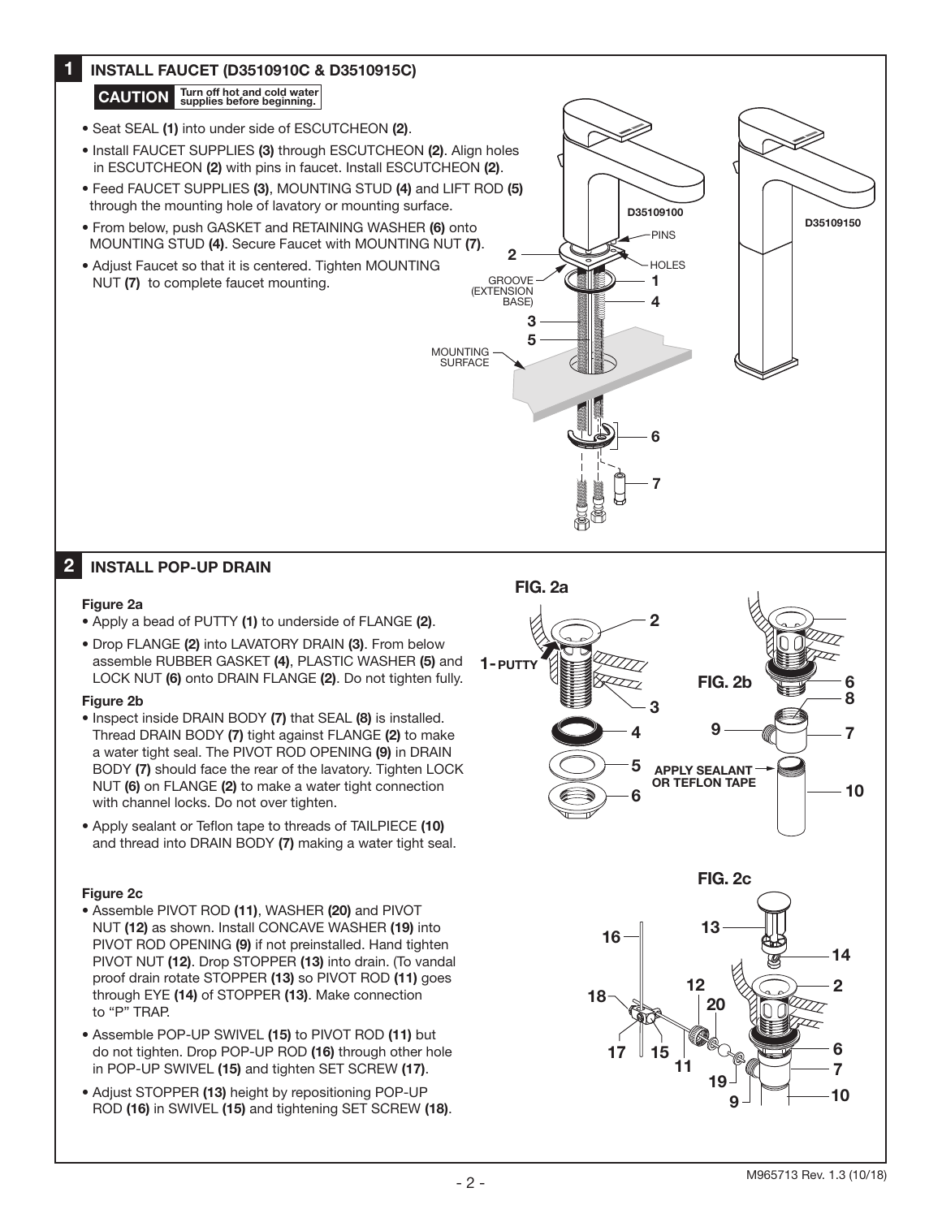## 1 INSTALL FAUCET (D3510910C & D3510915C)

**CAUTION** **Turn off hot and cold water supplies before beginning.**

- Seat SEAL **(1)** into under side of ESCUTCHEON **(2)**.
- Install FAUCET SUPPLIES **(3)** through ESCUTCHEON **(2)**. Align holes in ESCUTCHEON **(2)** with pins in faucet. Install ESCUTCHEON **(2)**.
- Feed FAUCET SUPPLIES **(3)**, MOUNTING STUD **(4)** and LIFT ROD **(5)** through the mounting hole of lavatory or mounting surface.
- From below, push GASKET and RETAINING WASHER **(6)** onto MOUNTING STUD **(4)**. Secure Faucet with MOUNTING NUT **(7)**.
- Adjust Faucet so that it is centered. Tighten MOUNTING NUT **(7)** to complete faucet mounting.

D35109100 D35109150 PINS HOLES GROOVE (EXTENSION BASE) MOUNTING SURFACE

## 2 INSTALL POP-UP DRAIN

**Figure 2a**

- Apply a bead of PUTTY **(1)** to underside of FLANGE **(2)**.
- Drop FLANGE **(2)** into LAVATORY DRAIN **(3)**. From below assemble RUBBER GASKET **(4)**, PLASTIC WASHER **(5)** and LOCK NUT **(6)** onto DRAIN FLANGE **(2)**. Do not tighten fully.

**Figure 2b**

- Inspect inside DRAIN BODY **(7)** that SEAL **(8)** is installed. Thread DRAIN BODY **(7)** tight against FLANGE **(2)** to make a water tight seal. The PIVOT ROD OPENING **(9)** in DRAIN BODY **(7)** should face the rear of the lavatory. Tighten LOCK NUT **(6)** on FLANGE **(2)** to make a water tight connection with channel locks. Do not over tighten.
- Apply sealant or Teflon tape to threads of TAILPIECE **(10)** and thread into DRAIN BODY **(7)** making a water tight seal.

**Figure 2c**

- Assemble PIVOT ROD **(11)**, WASHER **(20)** and PIVOT NUT **(12)** as shown. Install CONCAVE WASHER **(19)** into PIVOT ROD OPENING **(9)** if not preinstalled. Hand tighten PIVOT NUT **(12)**. Drop STOPPER **(13)** into drain. (To vandal proof drain rotate STOPPER **(13)** so PIVOT ROD **(11)** goes through EYE **(14)** of STOPPER **(13)**. Make connection to "P" TRAP.
- Assemble POP-UP SWIVEL **(15)** to PIVOT ROD **(11)** but do not tighten. Drop POP-UP ROD **(16)** through other hole in POP-UP SWIVEL **(15)** and tighten SET SCREW **(17)**.
- Adjust STOPPER **(13)** height by repositioning POP-UP ROD **(16)** in SWIVEL **(15)** and tightening SET SCREW **(18)**.

FIG. 2a — 1- PUTTY

FIG. 2b — APPLY SEALANT OR TEFLON TAPE

FIG. 2c

M965713 Rev. 1.3 (10/18)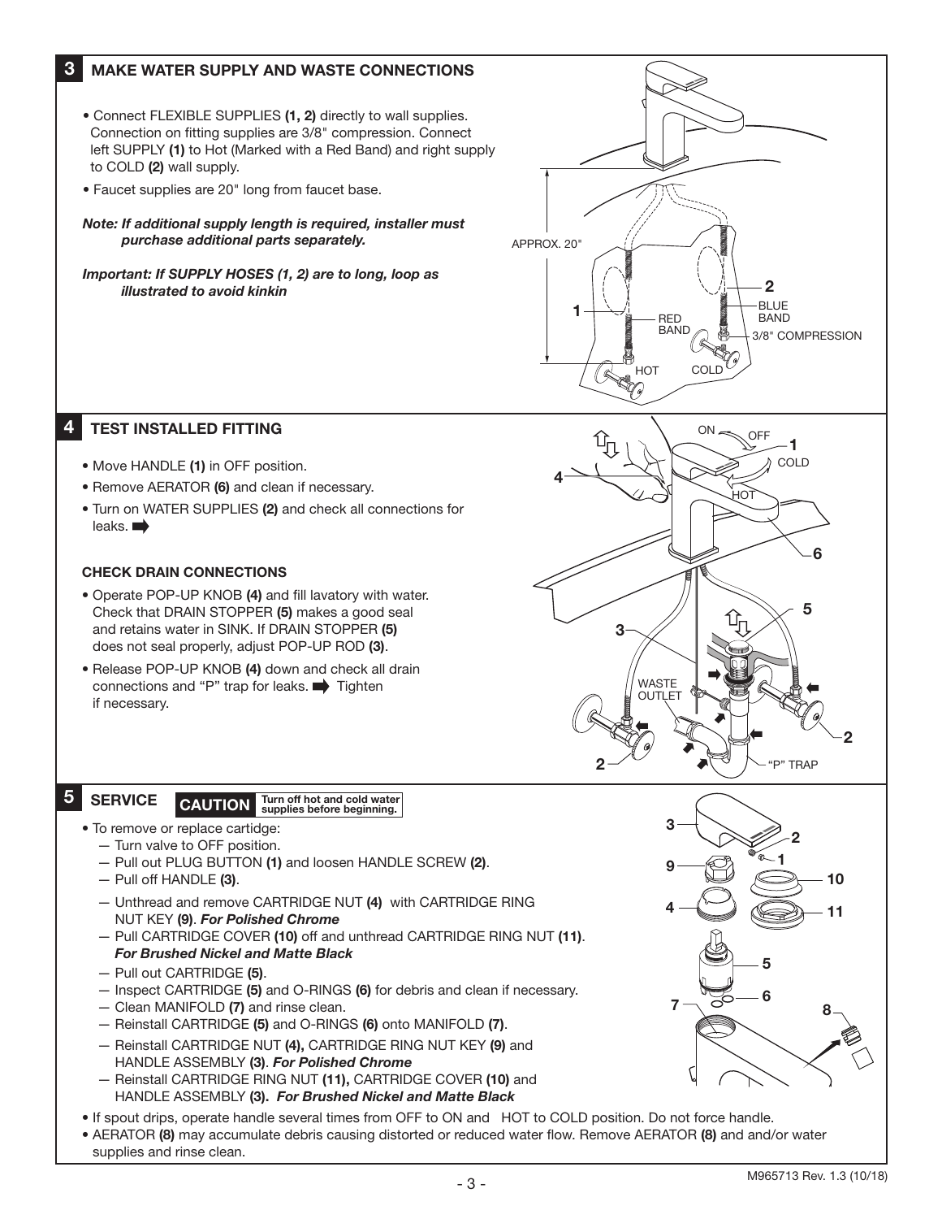## 3 MAKE WATER SUPPLY AND WASTE CONNECTIONS

- Connect FLEXIBLE SUPPLIES **(1, 2)** directly to wall supplies. Connection on fitting supplies are 3/8" compression. Connect left SUPPLY **(1)** to Hot (Marked with a Red Band) and right supply to COLD **(2)** wall supply.
- Faucet supplies are 20" long from faucet base.

***Note: If additional supply length is required, installer must purchase additional parts separately.***

***Important: If SUPPLY HOSES (1, 2) are to long, loop as illustrated to avoid kinkin***

## 4 TEST INSTALLED FITTING

- Move HANDLE **(1)** in OFF position.
- Remove AERATOR **(6)** and clean if necessary.
- Turn on WATER SUPPLIES **(2)** and check all connections for leaks. ➡

### CHECK DRAIN CONNECTIONS

- Operate POP-UP KNOB **(4)** and fill lavatory with water. Check that DRAIN STOPPER **(5)** makes a good seal and retains water in SINK. If DRAIN STOPPER **(5)** does not seal properly, adjust POP-UP ROD **(3)**.
- Release POP-UP KNOB **(4)** down and check all drain connections and "P" trap for leaks. ➡ Tighten if necessary.

## 5 SERVICE

**CAUTION** Turn off hot and cold water supplies before beginning.

- To remove or replace cartridge:
  - Turn valve to OFF position.
  - Pull out PLUG BUTTON **(1)** and loosen HANDLE SCREW **(2)**.
  - Pull off HANDLE **(3)**.
  - Unthread and remove CARTRIDGE NUT **(4)** with CARTRIDGE RING NUT KEY **(9)**. ***For Polished Chrome***
  - Pull CARTRIDGE COVER **(10)** off and unthread CARTRIDGE RING NUT **(11)**. ***For Brushed Nickel and Matte Black***
  - Pull out CARTRIDGE **(5)**.
  - Inspect CARTRIDGE **(5)** and O-RINGS **(6)** for debris and clean if necessary.
  - Clean MANIFOLD **(7)** and rinse clean.
  - Reinstall CARTRIDGE **(5)** and O-RINGS **(6)** onto MANIFOLD **(7)**.
  - Reinstall CARTRIDGE NUT **(4),** CARTRIDGE RING NUT KEY **(9)** and HANDLE ASSEMBLY **(3)**. ***For Polished Chrome***
  - Reinstall CARTRIDGE RING NUT **(11),** CARTRIDGE COVER **(10)** and HANDLE ASSEMBLY **(3)**. ***For Brushed Nickel and Matte Black***
- If spout drips, operate handle several times from OFF to ON and HOT to COLD position. Do not force handle.
- AERATOR **(8)** may accumulate debris causing distorted or reduced water flow. Remove AERATOR **(8)** and/or water supplies and rinse clean.

M965713 Rev. 1.3 (10/18)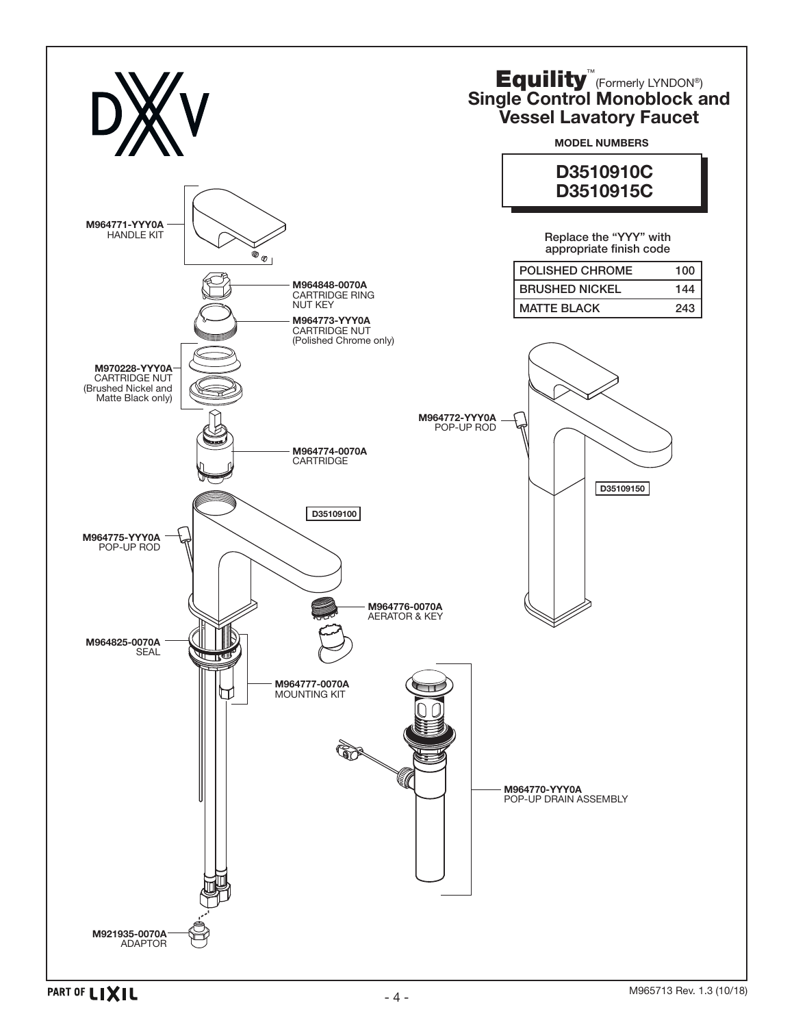# Equility™ (Formerly LYNDON®) Single Control Monoblock and Vessel Lavatory Faucet

**MODEL NUMBERS**

**D3510910C**
**D3510915C**

Replace the "YYY" with appropriate finish code

| | |
|---|---|
| POLISHED CHROME | 100 |
| BRUSHED NICKEL | 144 |
| MATTE BLACK | 243 |

**M964771-YYY0A** HANDLE KIT

**M964848-0070A** CARTRIDGE RING NUT KEY

**M964773-YYY0A** CARTRIDGE NUT (Polished Chrome only)

**M970228-YYY0A** CARTRIDGE NUT (Brushed Nickel and Matte Black only)

**M964774-0070A** CARTRIDGE

**D35109100**

**M964775-YYY0A** POP-UP ROD

**M964776-0070A** AERATOR & KEY

**M964825-0070A** SEAL

**M964777-0070A** MOUNTING KIT

**M921935-0070A** ADAPTOR

**M964772-YYY0A** POP-UP ROD

**D35109150**

**M964770-YYY0A** POP-UP DRAIN ASSEMBLY

M965713 Rev. 1.3 (10/18)